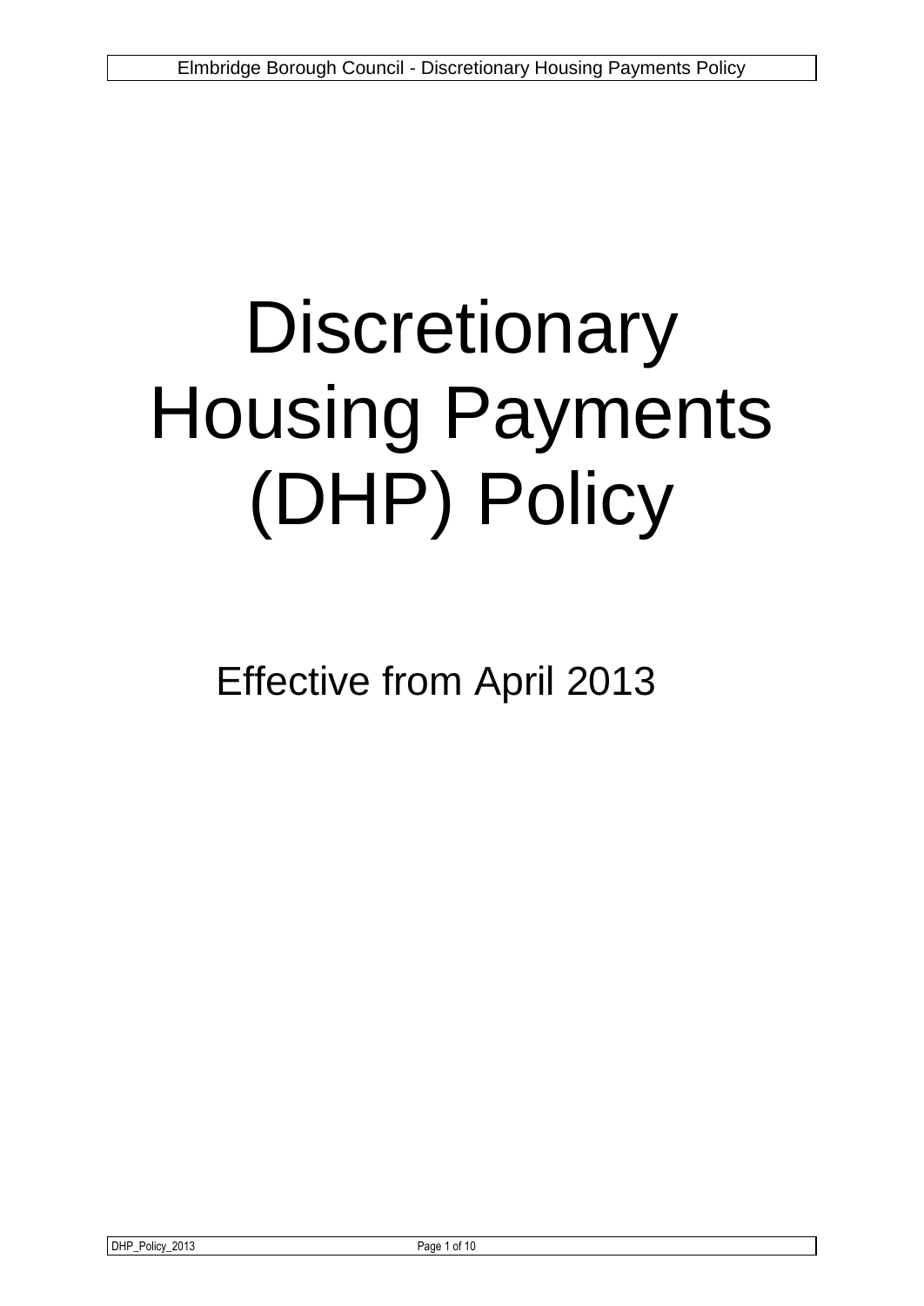# Discretionary Housing Payments (DHP) Policy

Effective from April 2013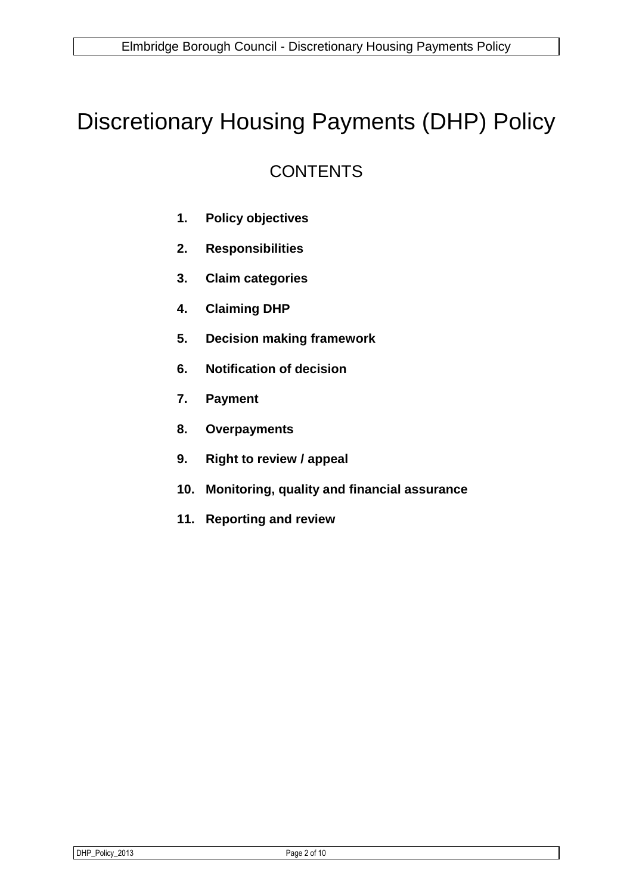# Discretionary Housing Payments (DHP) Policy

## CONTENTS

1. **Policy objectives**
2. **Responsibilities**
3. **Claim categories**
4. **Claiming DHP**
5. **Decision making framework**
6. **Notification of decision**
7. **Payment**
8. **Overpayments**
9. **Right to review / appeal**
10. **Monitoring, quality and financial assurance**
11. **Reporting and review**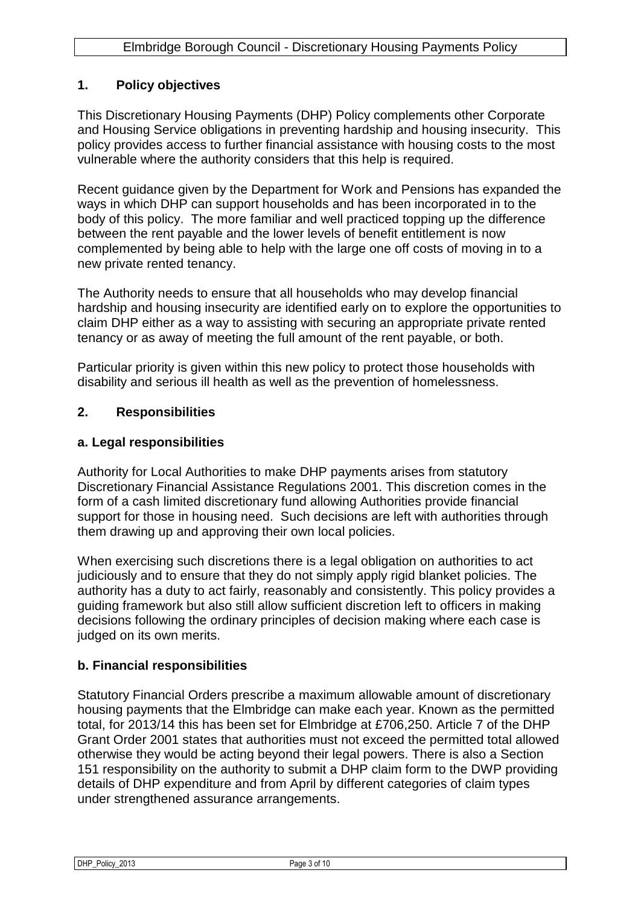## 1. Policy objectives

This Discretionary Housing Payments (DHP) Policy complements other Corporate and Housing Service obligations in preventing hardship and housing insecurity. This policy provides access to further financial assistance with housing costs to the most vulnerable where the authority considers that this help is required.

Recent guidance given by the Department for Work and Pensions has expanded the ways in which DHP can support households and has been incorporated in to the body of this policy. The more familiar and well practiced topping up the difference between the rent payable and the lower levels of benefit entitlement is now complemented by being able to help with the large one off costs of moving in to a new private rented tenancy.

The Authority needs to ensure that all households who may develop financial hardship and housing insecurity are identified early on to explore the opportunities to claim DHP either as a way to assisting with securing an appropriate private rented tenancy or as away of meeting the full amount of the rent payable, or both.

Particular priority is given within this new policy to protect those households with disability and serious ill health as well as the prevention of homelessness.

## 2. Responsibilities

### a. Legal responsibilities

Authority for Local Authorities to make DHP payments arises from statutory Discretionary Financial Assistance Regulations 2001. This discretion comes in the form of a cash limited discretionary fund allowing Authorities provide financial support for those in housing need. Such decisions are left with authorities through them drawing up and approving their own local policies.

When exercising such discretions there is a legal obligation on authorities to act judiciously and to ensure that they do not simply apply rigid blanket policies. The authority has a duty to act fairly, reasonably and consistently. This policy provides a guiding framework but also still allow sufficient discretion left to officers in making decisions following the ordinary principles of decision making where each case is judged on its own merits.

### b. Financial responsibilities

Statutory Financial Orders prescribe a maximum allowable amount of discretionary housing payments that the Elmbridge can make each year. Known as the permitted total, for 2013/14 this has been set for Elmbridge at £706,250. Article 7 of the DHP Grant Order 2001 states that authorities must not exceed the permitted total allowed otherwise they would be acting beyond their legal powers. There is also a Section 151 responsibility on the authority to submit a DHP claim form to the DWP providing details of DHP expenditure and from April by different categories of claim types under strengthened assurance arrangements.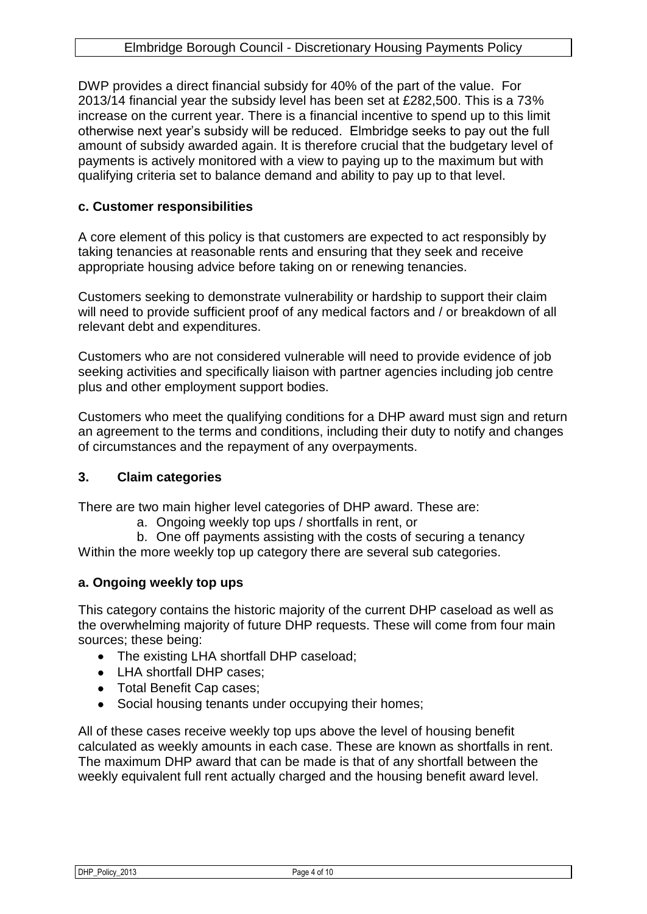DWP provides a direct financial subsidy for 40% of the part of the value. For 2013/14 financial year the subsidy level has been set at £282,500. This is a 73% increase on the current year. There is a financial incentive to spend up to this limit otherwise next year's subsidy will be reduced. Elmbridge seeks to pay out the full amount of subsidy awarded again. It is therefore crucial that the budgetary level of payments is actively monitored with a view to paying up to the maximum but with qualifying criteria set to balance demand and ability to pay up to that level.

**c. Customer responsibilities**

A core element of this policy is that customers are expected to act responsibly by taking tenancies at reasonable rents and ensuring that they seek and receive appropriate housing advice before taking on or renewing tenancies.

Customers seeking to demonstrate vulnerability or hardship to support their claim will need to provide sufficient proof of any medical factors and / or breakdown of all relevant debt and expenditures.

Customers who are not considered vulnerable will need to provide evidence of job seeking activities and specifically liaison with partner agencies including job centre plus and other employment support bodies.

Customers who meet the qualifying conditions for a DHP award must sign and return an agreement to the terms and conditions, including their duty to notify and changes of circumstances and the repayment of any overpayments.

## 3. Claim categories

There are two main higher level categories of DHP award. These are:

a. Ongoing weekly top ups / shortfalls in rent, or
b. One off payments assisting with the costs of securing a tenancy

Within the more weekly top up category there are several sub categories.

**a. Ongoing weekly top ups**

This category contains the historic majority of the current DHP caseload as well as the overwhelming majority of future DHP requests. These will come from four main sources; these being:

- The existing LHA shortfall DHP caseload;
- LHA shortfall DHP cases;
- Total Benefit Cap cases;
- Social housing tenants under occupying their homes;

All of these cases receive weekly top ups above the level of housing benefit calculated as weekly amounts in each case. These are known as shortfalls in rent. The maximum DHP award that can be made is that of any shortfall between the weekly equivalent full rent actually charged and the housing benefit award level.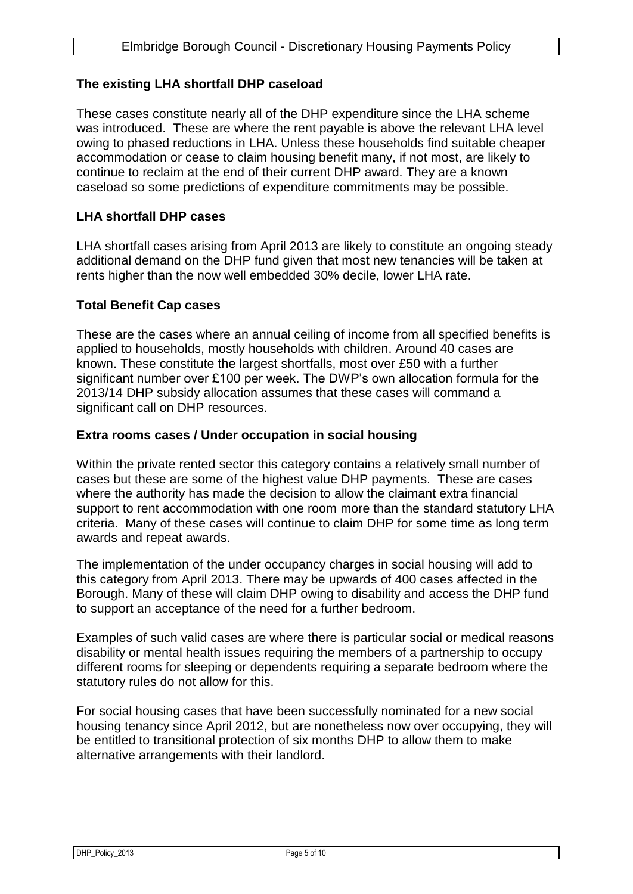## The existing LHA shortfall DHP caseload

These cases constitute nearly all of the DHP expenditure since the LHA scheme was introduced. These are where the rent payable is above the relevant LHA level owing to phased reductions in LHA. Unless these households find suitable cheaper accommodation or cease to claim housing benefit many, if not most, are likely to continue to reclaim at the end of their current DHP award. They are a known caseload so some predictions of expenditure commitments may be possible.

## LHA shortfall DHP cases

LHA shortfall cases arising from April 2013 are likely to constitute an ongoing steady additional demand on the DHP fund given that most new tenancies will be taken at rents higher than the now well embedded 30% decile, lower LHA rate.

## Total Benefit Cap cases

These are the cases where an annual ceiling of income from all specified benefits is applied to households, mostly households with children. Around 40 cases are known. These constitute the largest shortfalls, most over £50 with a further significant number over £100 per week. The DWP's own allocation formula for the 2013/14 DHP subsidy allocation assumes that these cases will command a significant call on DHP resources.

## Extra rooms cases / Under occupation in social housing

Within the private rented sector this category contains a relatively small number of cases but these are some of the highest value DHP payments. These are cases where the authority has made the decision to allow the claimant extra financial support to rent accommodation with one room more than the standard statutory LHA criteria. Many of these cases will continue to claim DHP for some time as long term awards and repeat awards.

The implementation of the under occupancy charges in social housing will add to this category from April 2013. There may be upwards of 400 cases affected in the Borough. Many of these will claim DHP owing to disability and access the DHP fund to support an acceptance of the need for a further bedroom.

Examples of such valid cases are where there is particular social or medical reasons disability or mental health issues requiring the members of a partnership to occupy different rooms for sleeping or dependents requiring a separate bedroom where the statutory rules do not allow for this.

For social housing cases that have been successfully nominated for a new social housing tenancy since April 2012, but are nonetheless now over occupying, they will be entitled to transitional protection of six months DHP to allow them to make alternative arrangements with their landlord.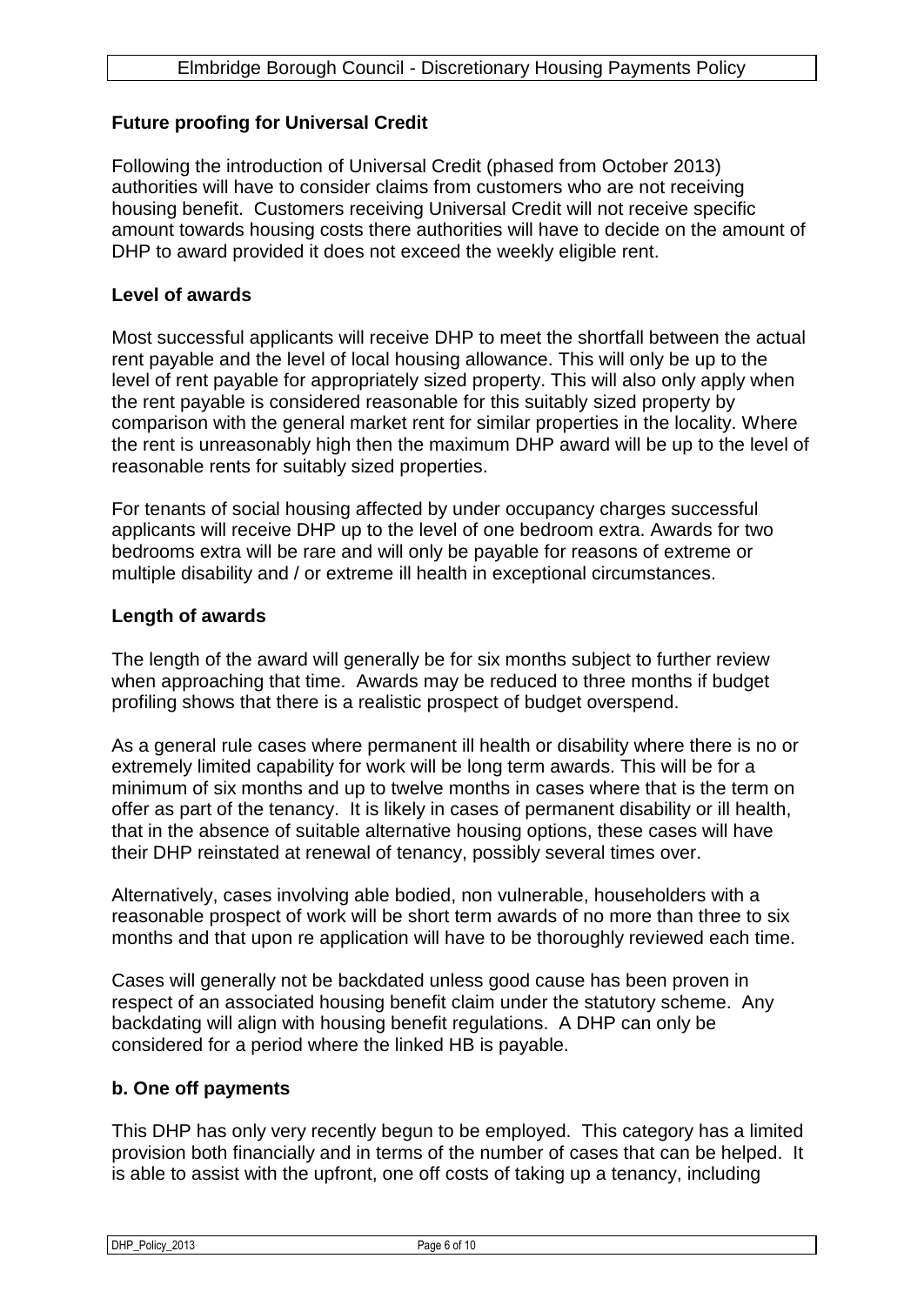**Future proofing for Universal Credit**

Following the introduction of Universal Credit (phased from October 2013) authorities will have to consider claims from customers who are not receiving housing benefit. Customers receiving Universal Credit will not receive specific amount towards housing costs there authorities will have to decide on the amount of DHP to award provided it does not exceed the weekly eligible rent.

**Level of awards**

Most successful applicants will receive DHP to meet the shortfall between the actual rent payable and the level of local housing allowance. This will only be up to the level of rent payable for appropriately sized property. This will also only apply when the rent payable is considered reasonable for this suitably sized property by comparison with the general market rent for similar properties in the locality. Where the rent is unreasonably high then the maximum DHP award will be up to the level of reasonable rents for suitably sized properties.

For tenants of social housing affected by under occupancy charges successful applicants will receive DHP up to the level of one bedroom extra. Awards for two bedrooms extra will be rare and will only be payable for reasons of extreme or multiple disability and / or extreme ill health in exceptional circumstances.

**Length of awards**

The length of the award will generally be for six months subject to further review when approaching that time. Awards may be reduced to three months if budget profiling shows that there is a realistic prospect of budget overspend.

As a general rule cases where permanent ill health or disability where there is no or extremely limited capability for work will be long term awards. This will be for a minimum of six months and up to twelve months in cases where that is the term on offer as part of the tenancy. It is likely in cases of permanent disability or ill health, that in the absence of suitable alternative housing options, these cases will have their DHP reinstated at renewal of tenancy, possibly several times over.

Alternatively, cases involving able bodied, non vulnerable, householders with a reasonable prospect of work will be short term awards of no more than three to six months and that upon re application will have to be thoroughly reviewed each time.

Cases will generally not be backdated unless good cause has been proven in respect of an associated housing benefit claim under the statutory scheme. Any backdating will align with housing benefit regulations. A DHP can only be considered for a period where the linked HB is payable.

**b. One off payments**

This DHP has only very recently begun to be employed. This category has a limited provision both financially and in terms of the number of cases that can be helped. It is able to assist with the upfront, one off costs of taking up a tenancy, including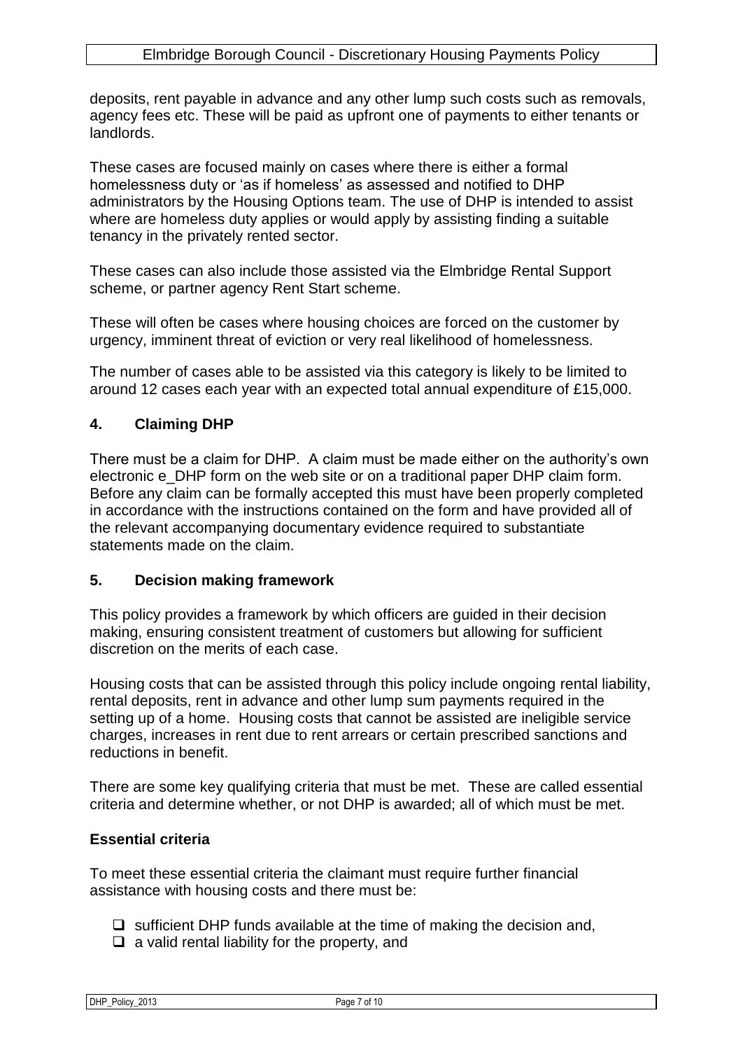deposits, rent payable in advance and any other lump such costs such as removals, agency fees etc. These will be paid as upfront one of payments to either tenants or landlords.

These cases are focused mainly on cases where there is either a formal homelessness duty or 'as if homeless' as assessed and notified to DHP administrators by the Housing Options team. The use of DHP is intended to assist where are homeless duty applies or would apply by assisting finding a suitable tenancy in the privately rented sector.

These cases can also include those assisted via the Elmbridge Rental Support scheme, or partner agency Rent Start scheme.

These will often be cases where housing choices are forced on the customer by urgency, imminent threat of eviction or very real likelihood of homelessness.

The number of cases able to be assisted via this category is likely to be limited to around 12 cases each year with an expected total annual expenditure of £15,000.

## 4. Claiming DHP

There must be a claim for DHP. A claim must be made either on the authority's own electronic e_DHP form on the web site or on a traditional paper DHP claim form. Before any claim can be formally accepted this must have been properly completed in accordance with the instructions contained on the form and have provided all of the relevant accompanying documentary evidence required to substantiate statements made on the claim.

## 5. Decision making framework

This policy provides a framework by which officers are guided in their decision making, ensuring consistent treatment of customers but allowing for sufficient discretion on the merits of each case.

Housing costs that can be assisted through this policy include ongoing rental liability, rental deposits, rent in advance and other lump sum payments required in the setting up of a home. Housing costs that cannot be assisted are ineligible service charges, increases in rent due to rent arrears or certain prescribed sanctions and reductions in benefit.

There are some key qualifying criteria that must be met. These are called essential criteria and determine whether, or not DHP is awarded; all of which must be met.

### Essential criteria

To meet these essential criteria the claimant must require further financial assistance with housing costs and there must be:

- sufficient DHP funds available at the time of making the decision and,
- a valid rental liability for the property, and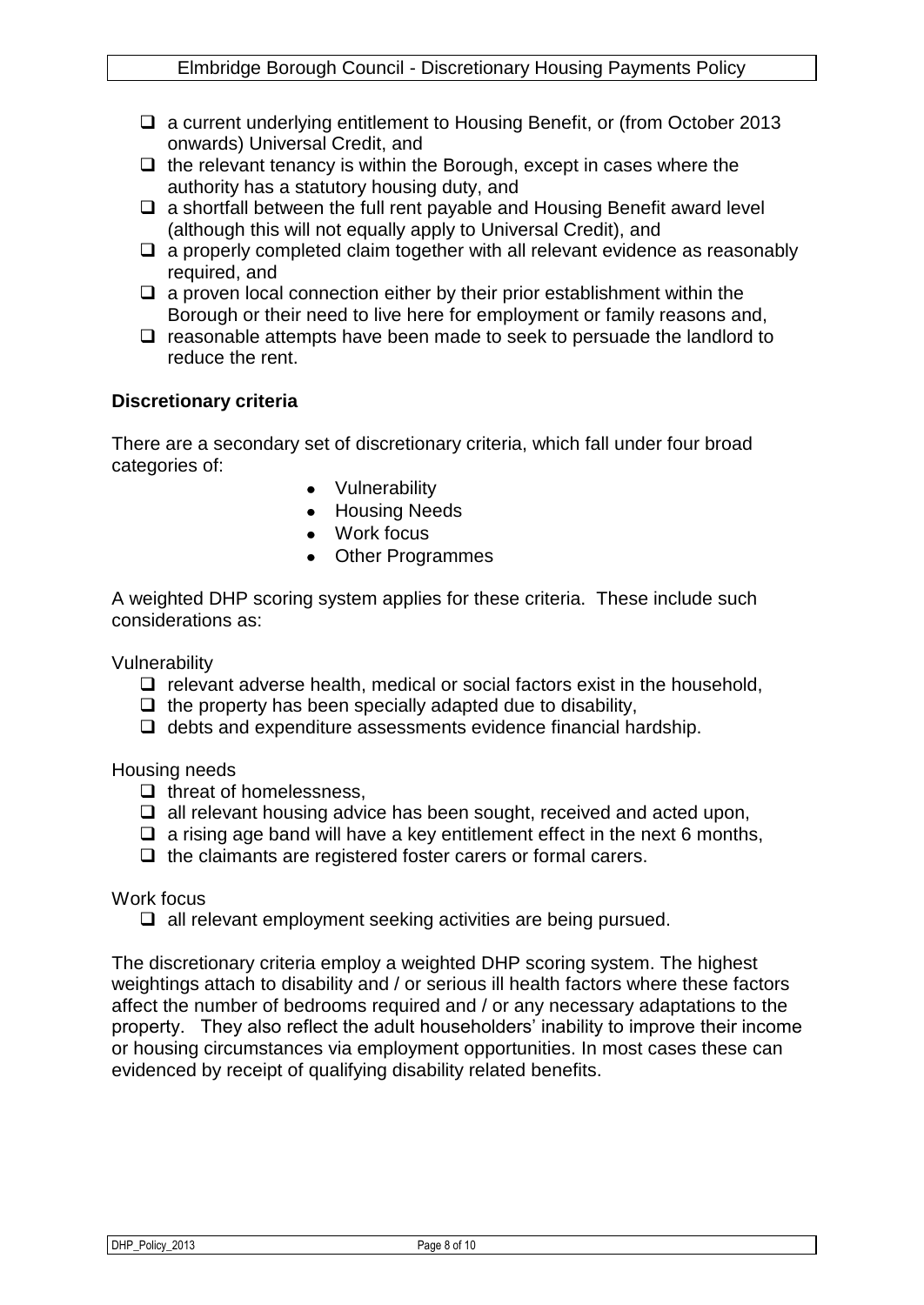- ❑ a current underlying entitlement to Housing Benefit, or (from October 2013 onwards) Universal Credit, and
- ❑ the relevant tenancy is within the Borough, except in cases where the authority has a statutory housing duty, and
- ❑ a shortfall between the full rent payable and Housing Benefit award level (although this will not equally apply to Universal Credit), and
- ❑ a properly completed claim together with all relevant evidence as reasonably required, and
- ❑ a proven local connection either by their prior establishment within the Borough or their need to live here for employment or family reasons and,
- ❑ reasonable attempts have been made to seek to persuade the landlord to reduce the rent.

**Discretionary criteria**

There are a secondary set of discretionary criteria, which fall under four broad categories of:

- Vulnerability
- Housing Needs
- Work focus
- Other Programmes

A weighted DHP scoring system applies for these criteria. These include such considerations as:

Vulnerability

- ❑ relevant adverse health, medical or social factors exist in the household,
- ❑ the property has been specially adapted due to disability,
- ❑ debts and expenditure assessments evidence financial hardship.

Housing needs

- ❑ threat of homelessness,
- ❑ all relevant housing advice has been sought, received and acted upon,
- ❑ a rising age band will have a key entitlement effect in the next 6 months,
- ❑ the claimants are registered foster carers or formal carers.

Work focus

- ❑ all relevant employment seeking activities are being pursued.

The discretionary criteria employ a weighted DHP scoring system. The highest weightings attach to disability and / or serious ill health factors where these factors affect the number of bedrooms required and / or any necessary adaptations to the property. They also reflect the adult householders' inability to improve their income or housing circumstances via employment opportunities. In most cases these can evidenced by receipt of qualifying disability related benefits.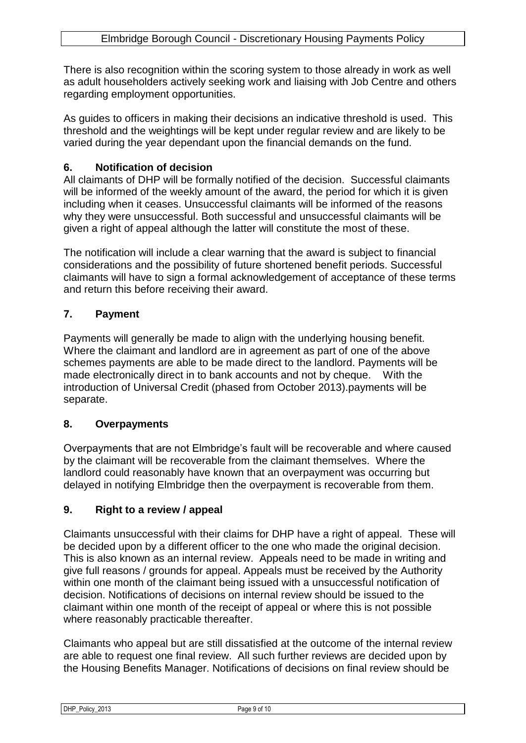There is also recognition within the scoring system to those already in work as well as adult householders actively seeking work and liaising with Job Centre and others regarding employment opportunities.

As guides to officers in making their decisions an indicative threshold is used. This threshold and the weightings will be kept under regular review and are likely to be varied during the year dependant upon the financial demands on the fund.

## 6. Notification of decision

All claimants of DHP will be formally notified of the decision. Successful claimants will be informed of the weekly amount of the award, the period for which it is given including when it ceases. Unsuccessful claimants will be informed of the reasons why they were unsuccessful. Both successful and unsuccessful claimants will be given a right of appeal although the latter will constitute the most of these.

The notification will include a clear warning that the award is subject to financial considerations and the possibility of future shortened benefit periods. Successful claimants will have to sign a formal acknowledgement of acceptance of these terms and return this before receiving their award.

## 7. Payment

Payments will generally be made to align with the underlying housing benefit. Where the claimant and landlord are in agreement as part of one of the above schemes payments are able to be made direct to the landlord. Payments will be made electronically direct in to bank accounts and not by cheque. With the introduction of Universal Credit (phased from October 2013).payments will be separate.

## 8. Overpayments

Overpayments that are not Elmbridge's fault will be recoverable and where caused by the claimant will be recoverable from the claimant themselves. Where the landlord could reasonably have known that an overpayment was occurring but delayed in notifying Elmbridge then the overpayment is recoverable from them.

## 9. Right to a review / appeal

Claimants unsuccessful with their claims for DHP have a right of appeal. These will be decided upon by a different officer to the one who made the original decision. This is also known as an internal review. Appeals need to be made in writing and give full reasons / grounds for appeal. Appeals must be received by the Authority within one month of the claimant being issued with a unsuccessful notification of decision. Notifications of decisions on internal review should be issued to the claimant within one month of the receipt of appeal or where this is not possible where reasonably practicable thereafter.

Claimants who appeal but are still dissatisfied at the outcome of the internal review are able to request one final review. All such further reviews are decided upon by the Housing Benefits Manager. Notifications of decisions on final review should be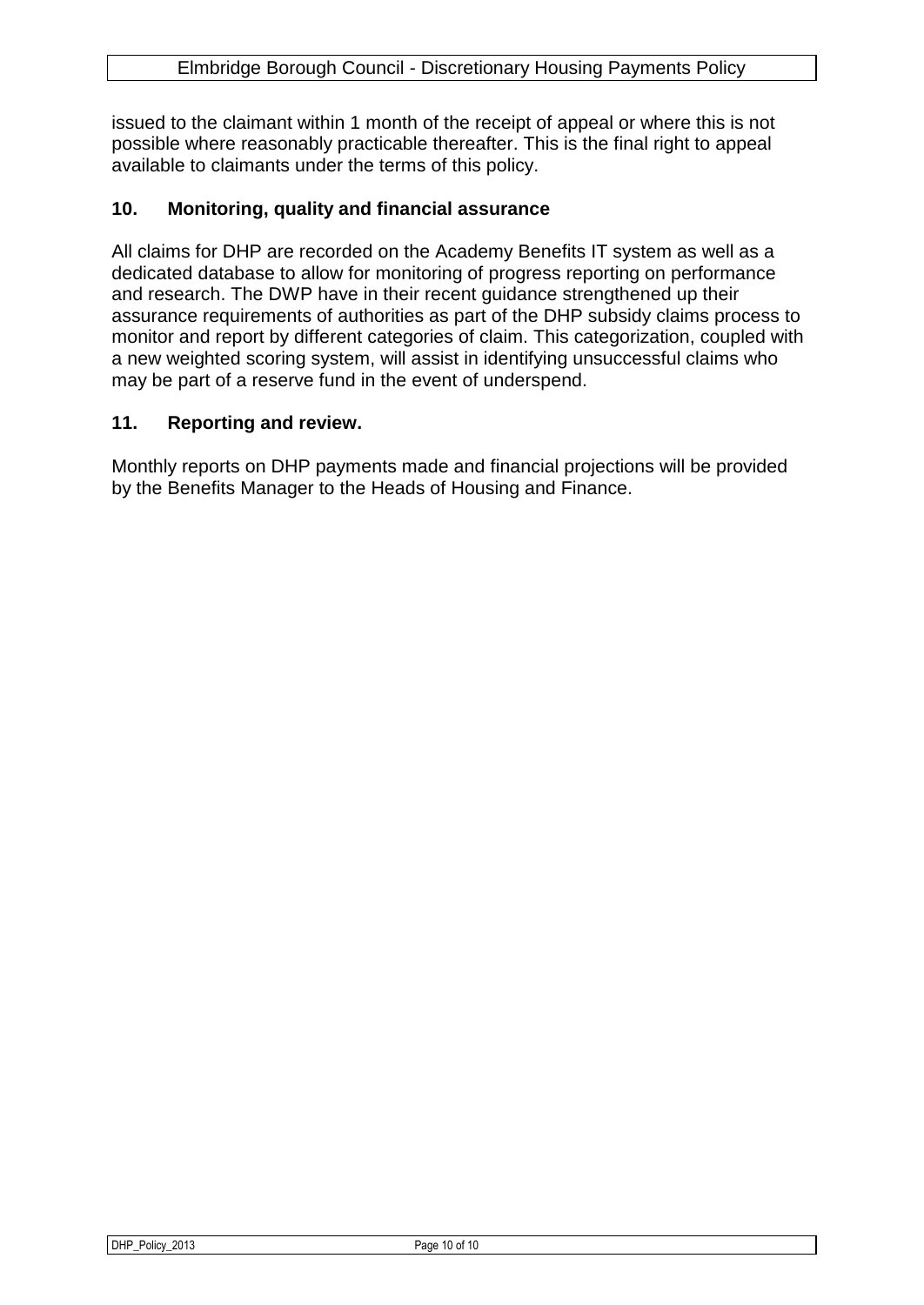issued to the claimant within 1 month of the receipt of appeal or where this is not possible where reasonably practicable thereafter. This is the final right to appeal available to claimants under the terms of this policy.

## 10. Monitoring, quality and financial assurance

All claims for DHP are recorded on the Academy Benefits IT system as well as a dedicated database to allow for monitoring of progress reporting on performance and research. The DWP have in their recent guidance strengthened up their assurance requirements of authorities as part of the DHP subsidy claims process to monitor and report by different categories of claim. This categorization, coupled with a new weighted scoring system, will assist in identifying unsuccessful claims who may be part of a reserve fund in the event of underspend.

## 11. Reporting and review.

Monthly reports on DHP payments made and financial projections will be provided by the Benefits Manager to the Heads of Housing and Finance.